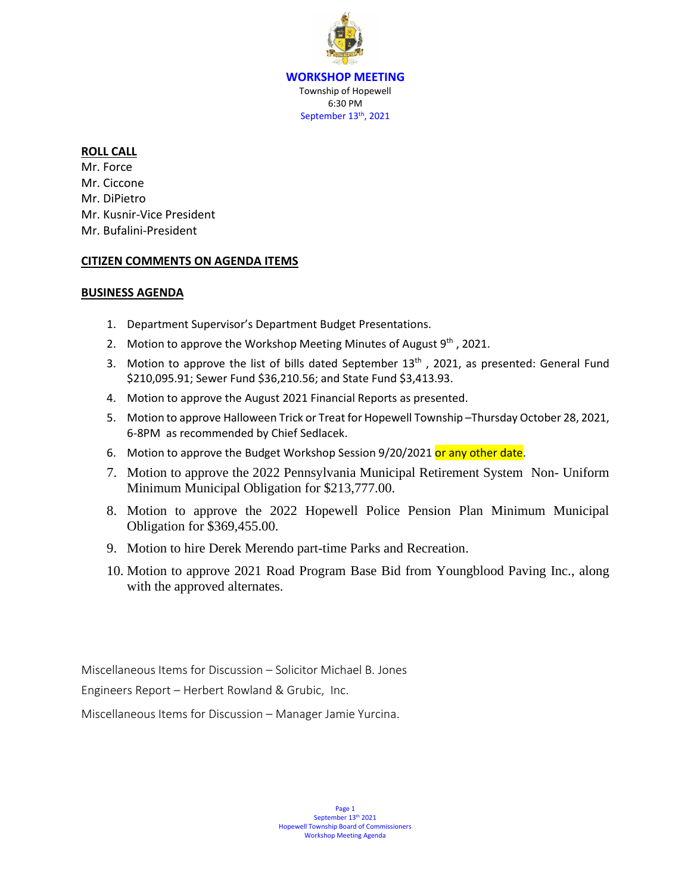# WORKSHOP MEETING

Township of Hopewell
6:30 PM
September 13th, 2021

**ROLL CALL**

Mr. Force
Mr. Ciccone
Mr. DiPietro
Mr. Kusnir-Vice President
Mr. Bufalini-President

**CITIZEN COMMENTS ON AGENDA ITEMS**

**BUSINESS AGENDA**

1. Department Supervisor's Department Budget Presentations.
2. Motion to approve the Workshop Meeting Minutes of August 9th , 2021.
3. Motion to approve the list of bills dated September 13th , 2021, as presented: General Fund $210,095.91; Sewer Fund $36,210.56; and State Fund $3,413.93.
4. Motion to approve the August 2021 Financial Reports as presented.
5. Motion to approve Halloween Trick or Treat for Hopewell Township –Thursday October 28, 2021, 6-8PM as recommended by Chief Sedlacek.
6. Motion to approve the Budget Workshop Session 9/20/2021 or any other date.
7. Motion to approve the 2022 Pennsylvania Municipal Retirement System Non- Uniform Minimum Municipal Obligation for $213,777.00.
8. Motion to approve the 2022 Hopewell Police Pension Plan Minimum Municipal Obligation for $369,455.00.
9. Motion to hire Derek Merendo part-time Parks and Recreation.
10. Motion to approve 2021 Road Program Base Bid from Youngblood Paving Inc., along with the approved alternates.

Miscellaneous Items for Discussion – Solicitor Michael B. Jones

Engineers Report – Herbert Rowland & Grubic, Inc.

Miscellaneous Items for Discussion – Manager Jamie Yurcina.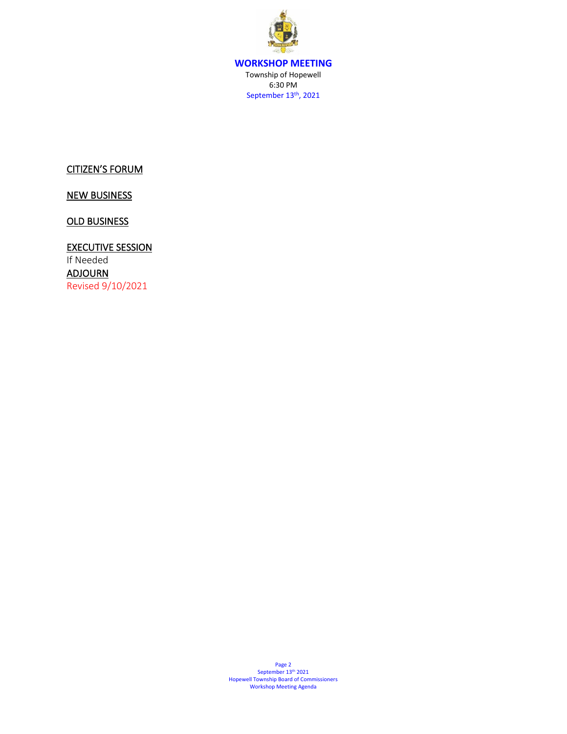**WORKSHOP MEETING**

Township of Hopewell

6:30 PM

September 13th, 2021

CITIZEN'S FORUM

NEW BUSINESS

OLD BUSINESS

EXECUTIVE SESSION

If Needed

ADJOURN

Revised 9/10/2021